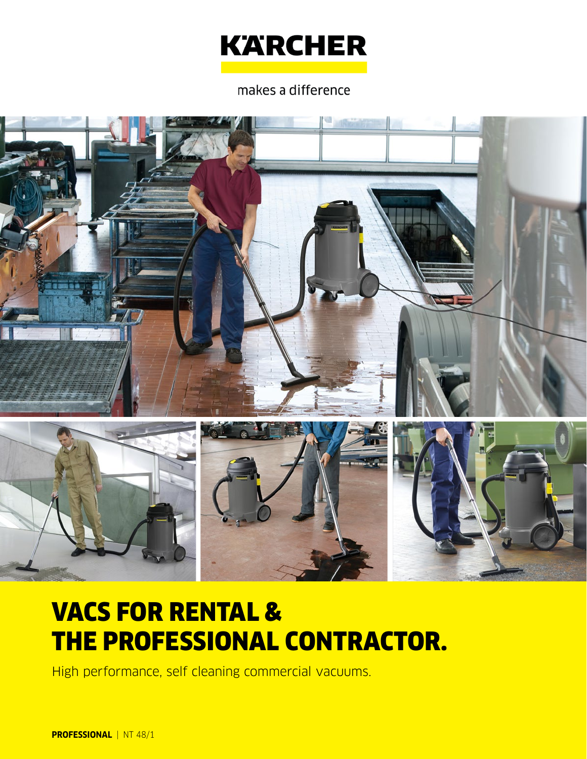KÄRCHER

makes a difference

# VACS FOR RENTAL & THE PROFESSIONAL CONTRACTOR.

High performance, self cleaning commercial vacuums.

**PROFESSIONAL** | NT 48/1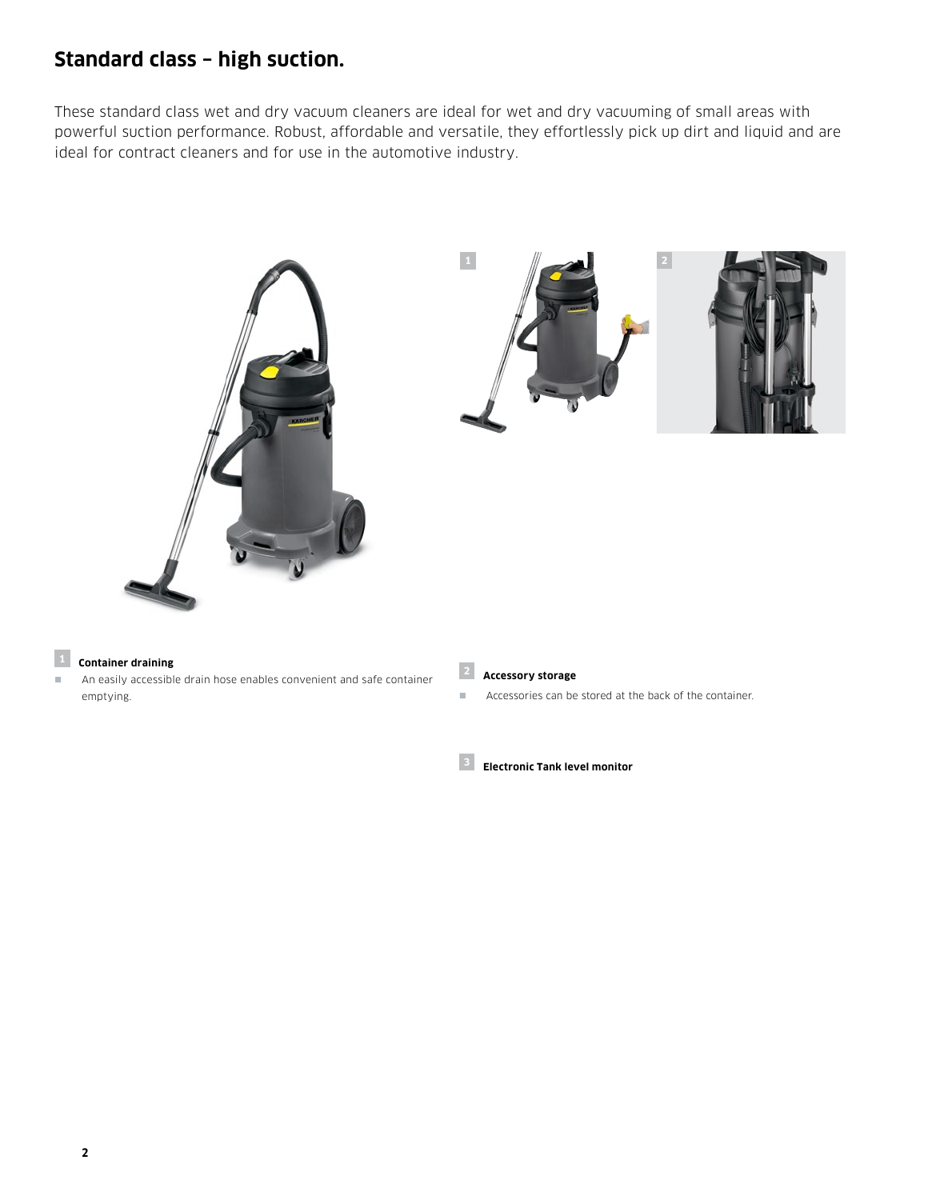## Standard class – high suction.

These standard class wet and dry vacuum cleaners are ideal for wet and dry vacuuming of small areas with powerful suction performance. Robust, affordable and versatile, they effortlessly pick up dirt and liquid and are ideal for contract cleaners and for use in the automotive industry.

**1 Container draining**

- An easily accessible drain hose enables convenient and safe container emptying.

**2 Accessory storage**

- Accessories can be stored at the back of the container.

**3 Electronic Tank level monitor**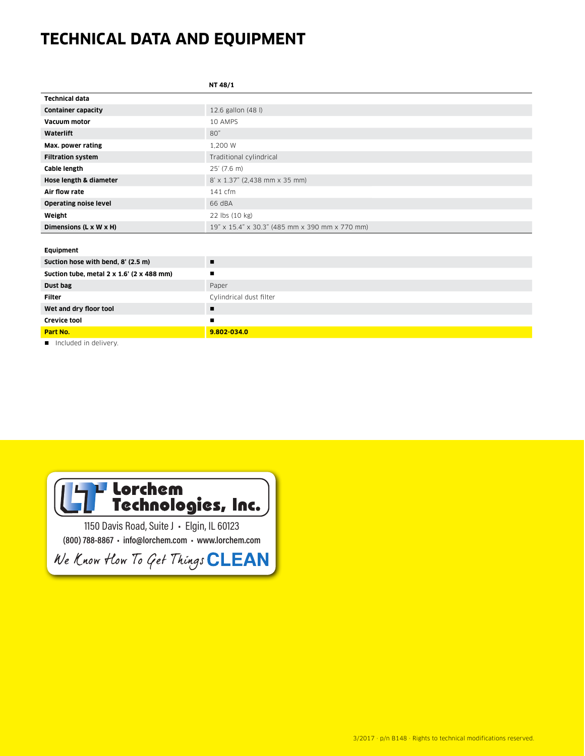# TECHNICAL DATA AND EQUIPMENT

| | NT 48/1 |
|---|---|
| **Technical data** | |
| **Container capacity** | 12.6 gallon (48 l) |
| **Vacuum motor** | 10 AMPS |
| **Waterlift** | 80" |
| **Max. power rating** | 1,200 W |
| **Filtration system** | Traditional cylindrical |
| **Cable length** | 25' (7.6 m) |
| **Hose length & diameter** | 8' x 1.37" (2,438 mm x 35 mm) |
| **Air flow rate** | 141 cfm |
| **Operating noise level** | 66 dBA |
| **Weight** | 22 lbs (10 kg) |
| **Dimensions (L x W x H)** | 19" x 15.4" x 30.3" (485 mm x 390 mm x 770 mm) |
| **Equipment** | |
| **Suction hose with bend, 8' (2.5 m)** | ■ |
| **Suction tube, metal 2 x 1.6' (2 x 488 mm)** | ■ |
| **Dust bag** | Paper |
| **Filter** | Cylindrical dust filter |
| **Wet and dry floor tool** | ■ |
| **Crevice tool** | ■ |
| **Part No.** | **9.802-034.0** |

■ Included in delivery.

**Lorchem Technologies, Inc.**

1150 Davis Road, Suite J • Elgin, IL 60123

(800) 788-8867 • info@lorchem.com • www.lorchem.com

We Know How To Get Things **CLEAN**

3/2017 · p/n B148 · Rights to technical modifications reserved.